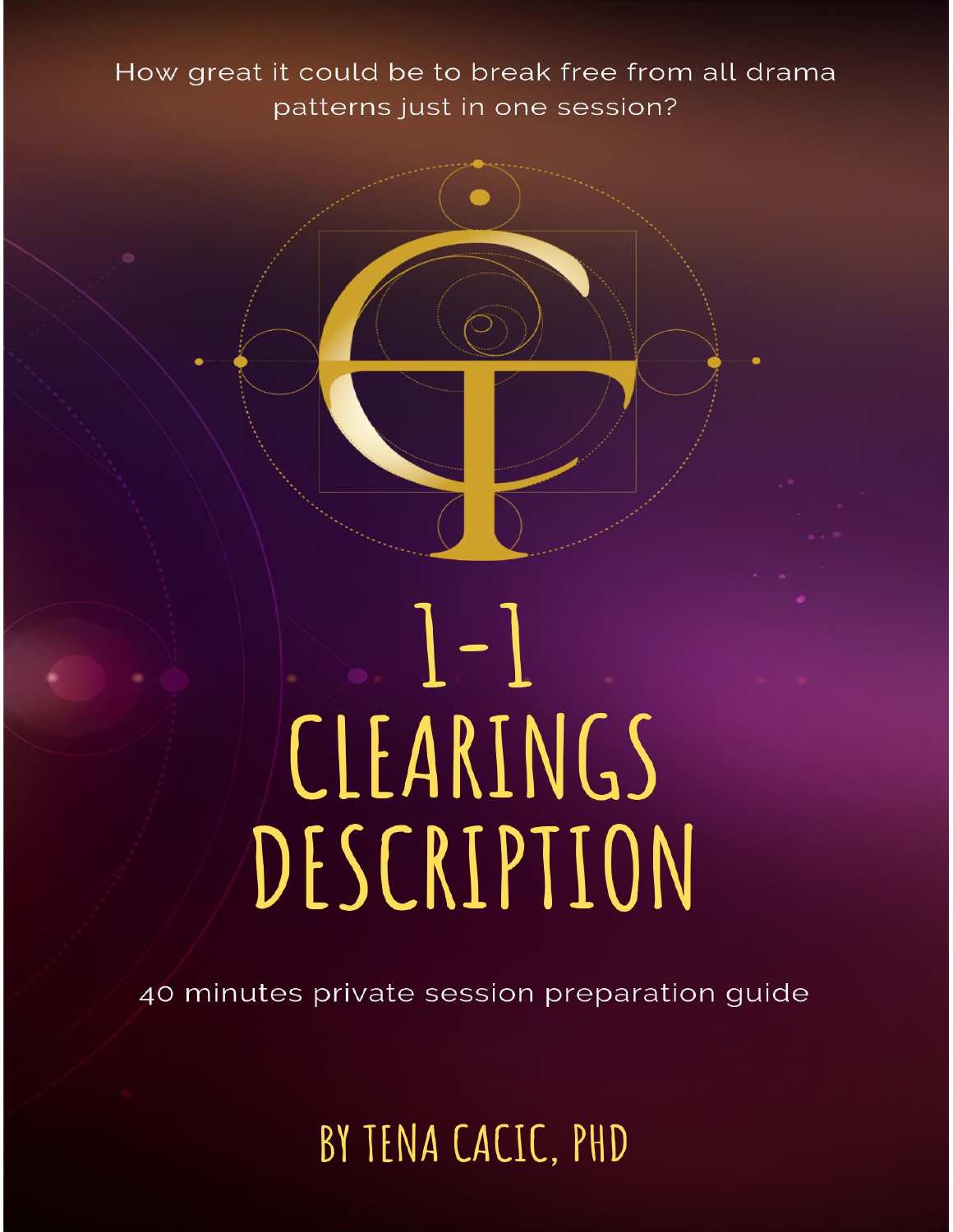How great it could be to break free from all drama patterns just in one session?

# 1-1 CLEARINGS DESCRIPTION

40 minutes private session preparation guide

## BY TENA CACIC, PHD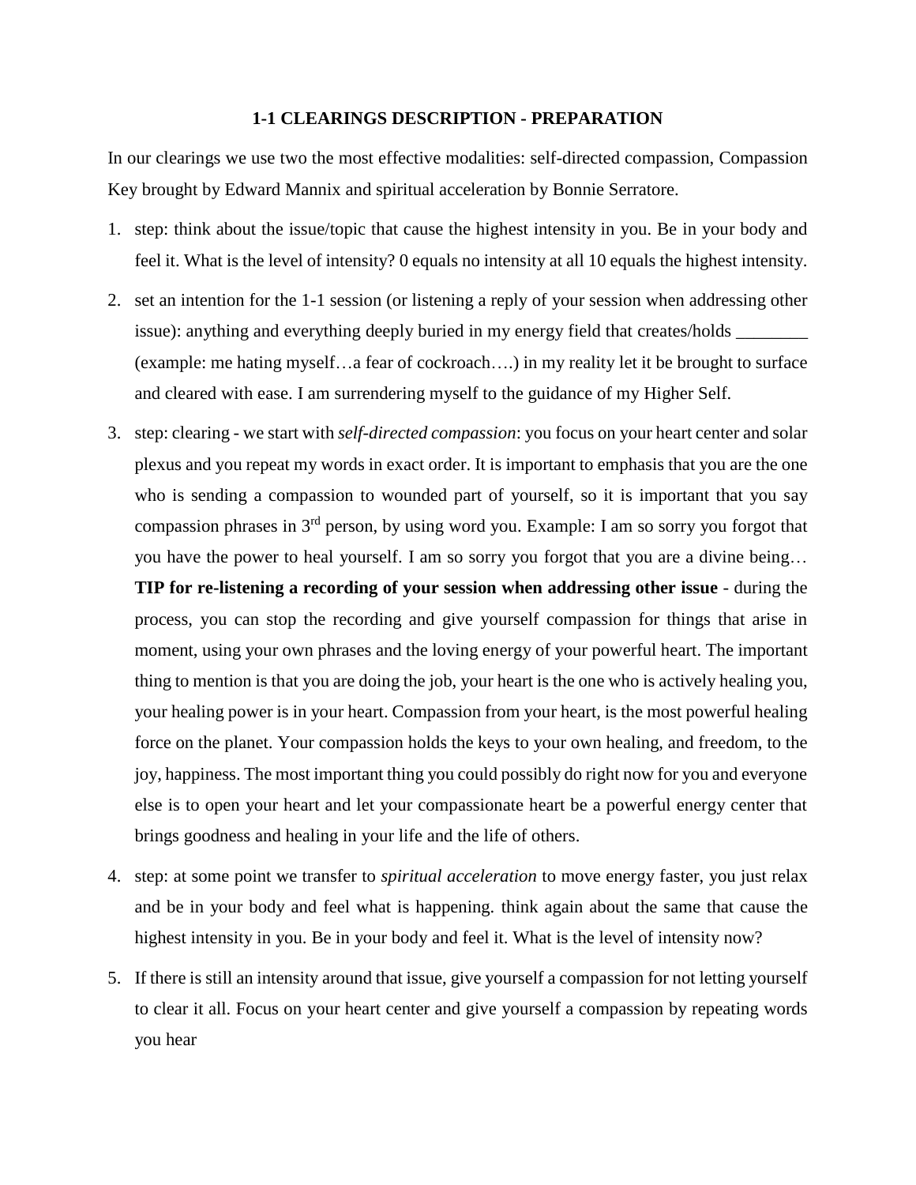**1-1 CLEARINGS DESCRIPTION - PREPARATION**

In our clearings we use two the most effective modalities: self-directed compassion, Compassion Key brought by Edward Mannix and spiritual acceleration by Bonnie Serratore.

1. step: think about the issue/topic that cause the highest intensity in you. Be in your body and feel it. What is the level of intensity? 0 equals no intensity at all 10 equals the highest intensity.
2. set an intention for the 1-1 session (or listening a reply of your session when addressing other issue): anything and everything deeply buried in my energy field that creates/holds ________ (example: me hating myself…a fear of cockroach….) in my reality let it be brought to surface and cleared with ease. I am surrendering myself to the guidance of my Higher Self.
3. step: clearing - we start with *self-directed compassion*: you focus on your heart center and solar plexus and you repeat my words in exact order. It is important to emphasis that you are the one who is sending a compassion to wounded part of yourself, so it is important that you say compassion phrases in 3rd person, by using word you. Example: I am so sorry you forgot that you have the power to heal yourself. I am so sorry you forgot that you are a divine being… **TIP for re-listening a recording of your session when addressing other issue** - during the process, you can stop the recording and give yourself compassion for things that arise in moment, using your own phrases and the loving energy of your powerful heart. The important thing to mention is that you are doing the job, your heart is the one who is actively healing you, your healing power is in your heart. Compassion from your heart, is the most powerful healing force on the planet. Your compassion holds the keys to your own healing, and freedom, to the joy, happiness. The most important thing you could possibly do right now for you and everyone else is to open your heart and let your compassionate heart be a powerful energy center that brings goodness and healing in your life and the life of others.
4. step: at some point we transfer to *spiritual acceleration* to move energy faster, you just relax and be in your body and feel what is happening. think again about the same that cause the highest intensity in you. Be in your body and feel it. What is the level of intensity now?
5. If there is still an intensity around that issue, give yourself a compassion for not letting yourself to clear it all. Focus on your heart center and give yourself a compassion by repeating words you hear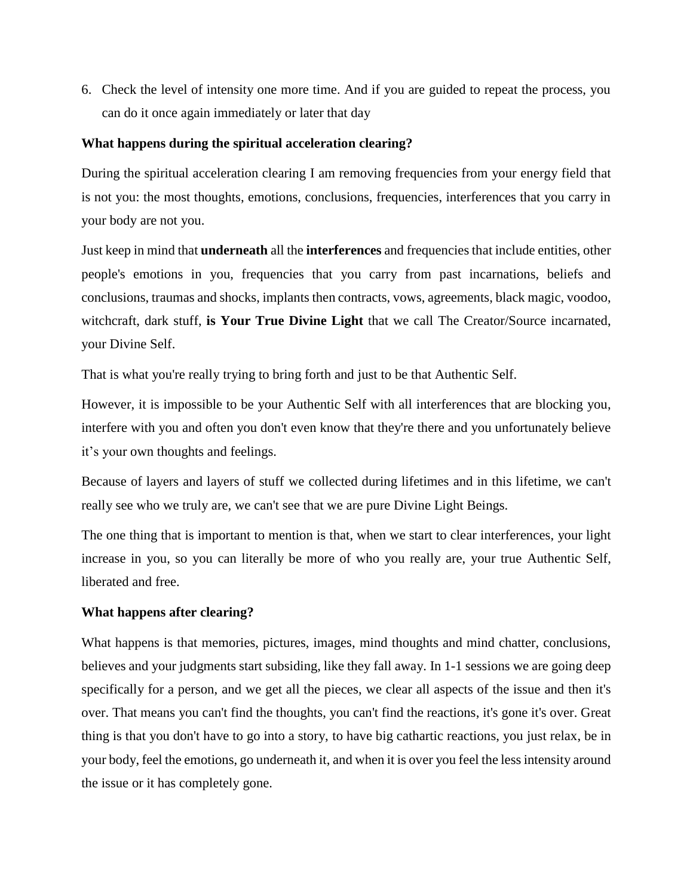6. Check the level of intensity one more time. And if you are guided to repeat the process, you can do it once again immediately or later that day

**What happens during the spiritual acceleration clearing?**

During the spiritual acceleration clearing I am removing frequencies from your energy field that is not you: the most thoughts, emotions, conclusions, frequencies, interferences that you carry in your body are not you.

Just keep in mind that **underneath** all the **interferences** and frequencies that include entities, other people's emotions in you, frequencies that you carry from past incarnations, beliefs and conclusions, traumas and shocks, implants then contracts, vows, agreements, black magic, voodoo, witchcraft, dark stuff, **is Your True Divine Light** that we call The Creator/Source incarnated, your Divine Self.

That is what you're really trying to bring forth and just to be that Authentic Self.

However, it is impossible to be your Authentic Self with all interferences that are blocking you, interfere with you and often you don't even know that they're there and you unfortunately believe it's your own thoughts and feelings.

Because of layers and layers of stuff we collected during lifetimes and in this lifetime, we can't really see who we truly are, we can't see that we are pure Divine Light Beings.

The one thing that is important to mention is that, when we start to clear interferences, your light increase in you, so you can literally be more of who you really are, your true Authentic Self, liberated and free.

**What happens after clearing?**

What happens is that memories, pictures, images, mind thoughts and mind chatter, conclusions, believes and your judgments start subsiding, like they fall away. In 1-1 sessions we are going deep specifically for a person, and we get all the pieces, we clear all aspects of the issue and then it's over. That means you can't find the thoughts, you can't find the reactions, it's gone it's over. Great thing is that you don't have to go into a story, to have big cathartic reactions, you just relax, be in your body, feel the emotions, go underneath it, and when it is over you feel the less intensity around the issue or it has completely gone.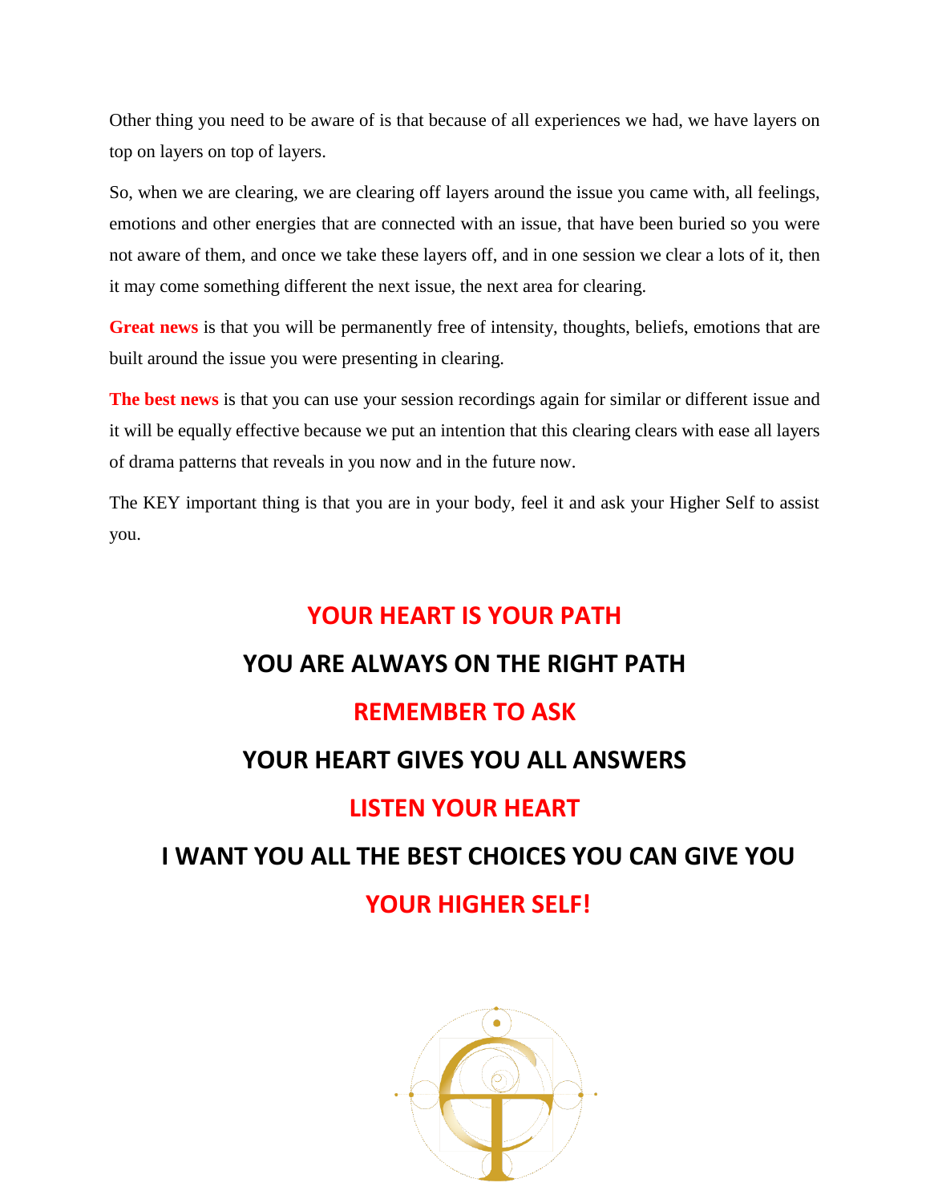Other thing you need to be aware of is that because of all experiences we had, we have layers on top on layers on top of layers.

So, when we are clearing, we are clearing off layers around the issue you came with, all feelings, emotions and other energies that are connected with an issue, that have been buried so you were not aware of them, and once we take these layers off, and in one session we clear a lots of it, then it may come something different the next issue, the next area for clearing.

**Great news** is that you will be permanently free of intensity, thoughts, beliefs, emotions that are built around the issue you were presenting in clearing.

**The best news** is that you can use your session recordings again for similar or different issue and it will be equally effective because we put an intention that this clearing clears with ease all layers of drama patterns that reveals in you now and in the future now.

The KEY important thing is that you are in your body, feel it and ask your Higher Self to assist you.

**YOUR HEART IS YOUR PATH**

**YOU ARE ALWAYS ON THE RIGHT PATH**

**REMEMBER TO ASK**

**YOUR HEART GIVES YOU ALL ANSWERS**

**LISTEN YOUR HEART**

**I WANT YOU ALL THE BEST CHOICES YOU CAN GIVE YOU**

**YOUR HIGHER SELF!**